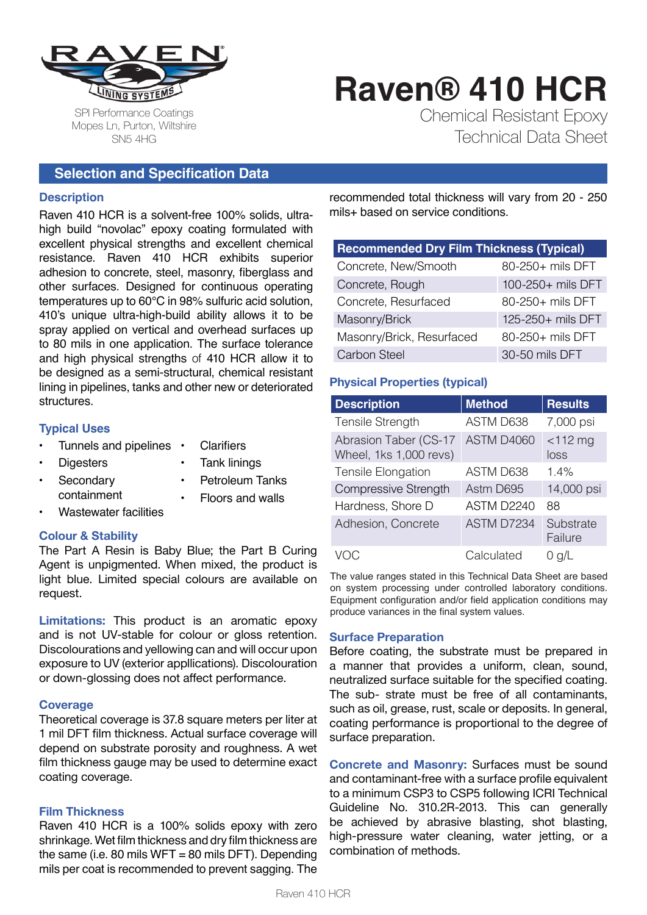SPI Performance Coatings
Mopes Ln, Purton, Wiltshire
SN5 4HG

# Raven® 410 HCR

Chemical Resistant Epoxy
Technical Data Sheet

## Selection and Specification Data

### Description

Raven 410 HCR is a solvent-free 100% solids, ultra-high build "novolac" epoxy coating formulated with excellent physical strengths and excellent chemical resistance. Raven 410 HCR exhibits superior adhesion to concrete, steel, masonry, fiberglass and other surfaces. Designed for continuous operating temperatures up to 60°C in 98% sulfuric acid solution, 410's unique ultra-high-build ability allows it to be spray applied on vertical and overhead surfaces up to 80 mils in one application. The surface tolerance and high physical strengths of 410 HCR allow it to be designed as a semi-structural, chemical resistant lining in pipelines, tanks and other new or deteriorated structures.

### Typical Uses

- Tunnels and pipelines
- Digesters
- Secondary containment
- Wastewater facilities
- Clarifiers
- Tank linings
- Petroleum Tanks
- Floors and walls

### Colour & Stability

The Part A Resin is Baby Blue; the Part B Curing Agent is unpigmented. When mixed, the product is light blue. Limited special colours are available on request.

**Limitations:** This product is an aromatic epoxy and is not UV-stable for colour or gloss retention. Discolourations and yellowing can and will occur upon exposure to UV (exterior appllications). Discolouration or down-glossing does not affect performance.

### Coverage

Theoretical coverage is 37.8 square meters per liter at 1 mil DFT film thickness. Actual surface coverage will depend on substrate porosity and roughness. A wet film thickness gauge may be used to determine exact coating coverage.

### Film Thickness

Raven 410 HCR is a 100% solids epoxy with zero shrinkage. Wet film thickness and dry film thickness are the same (i.e. 80 mils WFT = 80 mils DFT). Depending mils per coat is recommended to prevent sagging. The recommended total thickness will vary from 20 - 250 mils+ based on service conditions.

| Recommended Dry Film Thickness (Typical) | |
|---|---|
| Concrete, New/Smooth | 80-250+ mils DFT |
| Concrete, Rough | 100-250+ mils DFT |
| Concrete, Resurfaced | 80-250+ mils DFT |
| Masonry/Brick | 125-250+ mils DFT |
| Masonry/Brick, Resurfaced | 80-250+ mils DFT |
| Carbon Steel | 30-50 mils DFT |

### Physical Properties (typical)

| Description | Method | Results |
|---|---|---|
| Tensile Strength | ASTM D638 | 7,000 psi |
| Abrasion Taber (CS-17 Wheel, 1ks 1,000 revs) | ASTM D4060 | <112 mg loss |
| Tensile Elongation | ASTM D638 | 1.4% |
| Compressive Strength | Astm D695 | 14,000 psi |
| Hardness, Shore D | ASTM D2240 | 88 |
| Adhesion, Concrete | ASTM D7234 | Substrate Failure |
| VOC | Calculated | 0 g/L |

The value ranges stated in this Technical Data Sheet are based on system processing under controlled laboratory conditions. Equipment configuration and/or field application conditions may produce variances in the final system values.

### Surface Preparation

Before coating, the substrate must be prepared in a manner that provides a uniform, clean, sound, neutralized surface suitable for the specified coating. The sub- strate must be free of all contaminants, such as oil, grease, rust, scale or deposits. In general, coating performance is proportional to the degree of surface preparation.

**Concrete and Masonry:** Surfaces must be sound and contaminant-free with a surface profile equivalent to a minimum CSP3 to CSP5 following ICRI Technical Guideline No. 310.2R-2013. This can generally be achieved by abrasive blasting, shot blasting, high-pressure water cleaning, water jetting, or a combination of methods.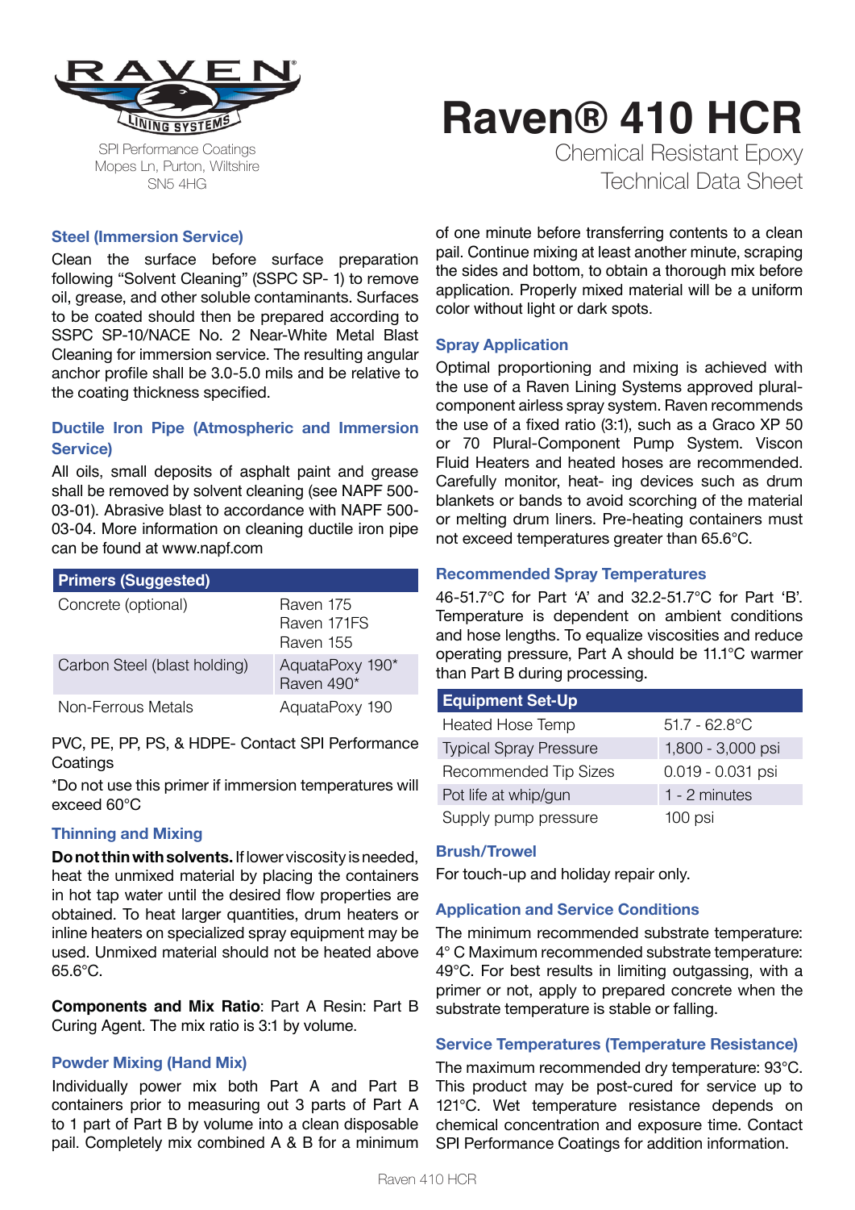SPI Performance Coatings
Mopes Ln, Purton, Wiltshire
SN5 4HG

# Raven® 410 HCR

Chemical Resistant Epoxy
Technical Data Sheet

### Steel (Immersion Service)

Clean the surface before surface preparation following "Solvent Cleaning" (SSPC SP- 1) to remove oil, grease, and other soluble contaminants. Surfaces to be coated should then be prepared according to SSPC SP-10/NACE No. 2 Near-White Metal Blast Cleaning for immersion service. The resulting angular anchor profile shall be 3.0-5.0 mils and be relative to the coating thickness specified.

### Ductile Iron Pipe (Atmospheric and Immersion Service)

All oils, small deposits of asphalt paint and grease shall be removed by solvent cleaning (see NAPF 500-03-01). Abrasive blast to accordance with NAPF 500-03-04. More information on cleaning ductile iron pipe can be found at www.napf.com

| Primers (Suggested) | |
|---|---|
| Concrete (optional) | Raven 175<br>Raven 171FS<br>Raven 155 |
| Carbon Steel (blast holding) | AquataPoxy 190*<br>Raven 490* |
| Non-Ferrous Metals | AquataPoxy 190 |

PVC, PE, PP, PS, & HDPE- Contact SPI Performance Coatings

*Do not use this primer if immersion temperatures will exceed 60°C

### Thinning and Mixing

**Do not thin with solvents.** If lower viscosity is needed, heat the unmixed material by placing the containers in hot tap water until the desired flow properties are obtained. To heat larger quantities, drum heaters or inline heaters on specialized spray equipment may be used. Unmixed material should not be heated above 65.6°C.

**Components and Mix Ratio**: Part A Resin: Part B Curing Agent. The mix ratio is 3:1 by volume.

### Powder Mixing (Hand Mix)

Individually power mix both Part A and Part B containers prior to measuring out 3 parts of Part A to 1 part of Part B by volume into a clean disposable pail. Completely mix combined A & B for a minimum of one minute before transferring contents to a clean pail. Continue mixing at least another minute, scraping the sides and bottom, to obtain a thorough mix before application. Properly mixed material will be a uniform color without light or dark spots.

### Spray Application

Optimal proportioning and mixing is achieved with the use of a Raven Lining Systems approved plural-component airless spray system. Raven recommends the use of a fixed ratio (3:1), such as a Graco XP 50 or 70 Plural-Component Pump System. Viscon Fluid Heaters and heated hoses are recommended. Carefully monitor, heat- ing devices such as drum blankets or bands to avoid scorching of the material or melting drum liners. Pre-heating containers must not exceed temperatures greater than 65.6°C.

### Recommended Spray Temperatures

46-51.7°C for Part 'A' and 32.2-51.7°C for Part 'B'. Temperature is dependent on ambient conditions and hose lengths. To equalize viscosities and reduce operating pressure, Part A should be 11.1°C warmer than Part B during processing.

| Equipment Set-Up | |
|---|---|
| Heated Hose Temp | 51.7 - 62.8°C |
| Typical Spray Pressure | 1,800 - 3,000 psi |
| Recommended Tip Sizes | 0.019 - 0.031 psi |
| Pot life at whip/gun | 1 - 2 minutes |
| Supply pump pressure | 100 psi |

### Brush/Trowel

For touch-up and holiday repair only.

### Application and Service Conditions

The minimum recommended substrate temperature: 4° C Maximum recommended substrate temperature: 49°C. For best results in limiting outgassing, with a primer or not, apply to prepared concrete when the substrate temperature is stable or falling.

### Service Temperatures (Temperature Resistance)

The maximum recommended dry temperature: 93°C. This product may be post-cured for service up to 121°C. Wet temperature resistance depends on chemical concentration and exposure time. Contact SPI Performance Coatings for addition information.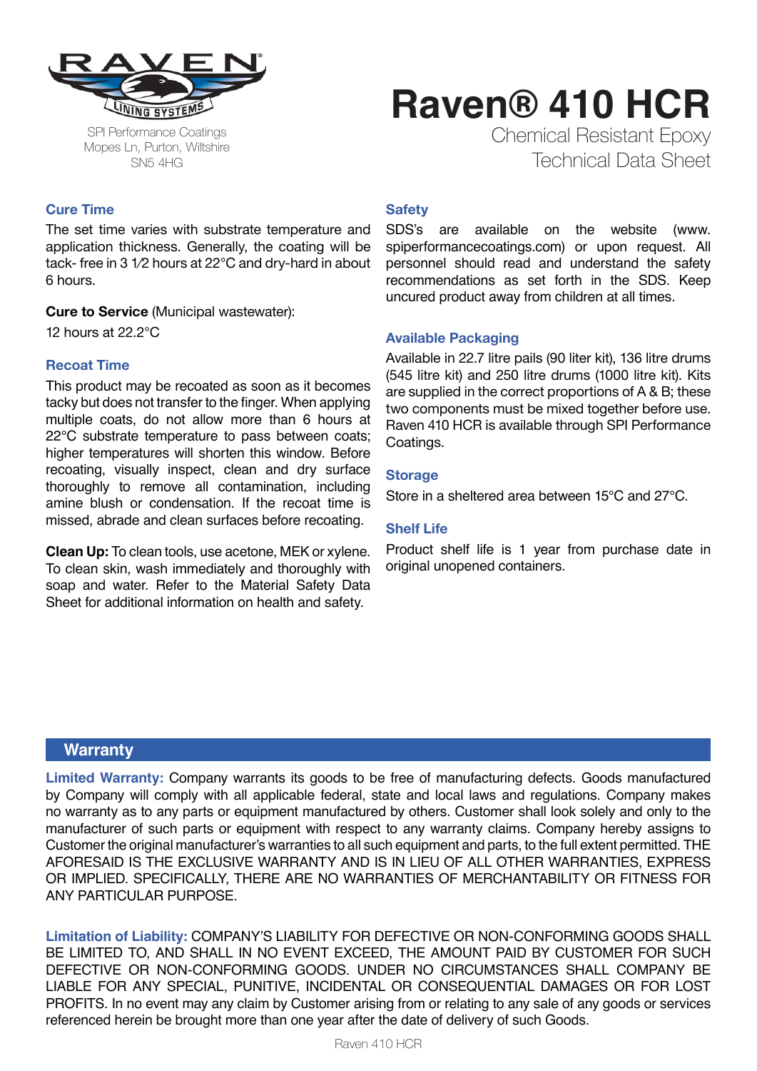SPI Performance Coatings
Mopes Ln, Purton, Wiltshire
SN5 4HG

# Raven® 410 HCR

Chemical Resistant Epoxy
Technical Data Sheet

### Cure Time

The set time varies with substrate temperature and application thickness. Generally, the coating will be tack- free in 3 1⁄2 hours at 22°C and dry-hard in about 6 hours.

**Cure to Service** (Municipal wastewater):

12 hours at 22.2°C

### Recoat Time

This product may be recoated as soon as it becomes tacky but does not transfer to the finger. When applying multiple coats, do not allow more than 6 hours at 22°C substrate temperature to pass between coats; higher temperatures will shorten this window. Before recoating, visually inspect, clean and dry surface thoroughly to remove all contamination, including amine blush or condensation. If the recoat time is missed, abrade and clean surfaces before recoating.

**Clean Up:** To clean tools, use acetone, MEK or xylene. To clean skin, wash immediately and thoroughly with soap and water. Refer to the Material Safety Data Sheet for additional information on health and safety.

### Safety

SDS's are available on the website (www.spiperformancecoatings.com) or upon request. All personnel should read and understand the safety recommendations as set forth in the SDS. Keep uncured product away from children at all times.

### Available Packaging

Available in 22.7 litre pails (90 liter kit), 136 litre drums (545 litre kit) and 250 litre drums (1000 litre kit). Kits are supplied in the correct proportions of A & B; these two components must be mixed together before use. Raven 410 HCR is available through SPI Performance Coatings.

### Storage

Store in a sheltered area between 15°C and 27°C.

### Shelf Life

Product shelf life is 1 year from purchase date in original unopened containers.

## Warranty

**Limited Warranty:** Company warrants its goods to be free of manufacturing defects. Goods manufactured by Company will comply with all applicable federal, state and local laws and regulations. Company makes no warranty as to any parts or equipment manufactured by others. Customer shall look solely and only to the manufacturer of such parts or equipment with respect to any warranty claims. Company hereby assigns to Customer the original manufacturer's warranties to all such equipment and parts, to the full extent permitted. THE AFORESAID IS THE EXCLUSIVE WARRANTY AND IS IN LIEU OF ALL OTHER WARRANTIES, EXPRESS OR IMPLIED. SPECIFICALLY, THERE ARE NO WARRANTIES OF MERCHANTABILITY OR FITNESS FOR ANY PARTICULAR PURPOSE.

**Limitation of Liability:** COMPANY'S LIABILITY FOR DEFECTIVE OR NON-CONFORMING GOODS SHALL BE LIMITED TO, AND SHALL IN NO EVENT EXCEED, THE AMOUNT PAID BY CUSTOMER FOR SUCH DEFECTIVE OR NON-CONFORMING GOODS. UNDER NO CIRCUMSTANCES SHALL COMPANY BE LIABLE FOR ANY SPECIAL, PUNITIVE, INCIDENTAL OR CONSEQUENTIAL DAMAGES OR FOR LOST PROFITS. In no event may any claim by Customer arising from or relating to any sale of any goods or services referenced herein be brought more than one year after the date of delivery of such Goods.